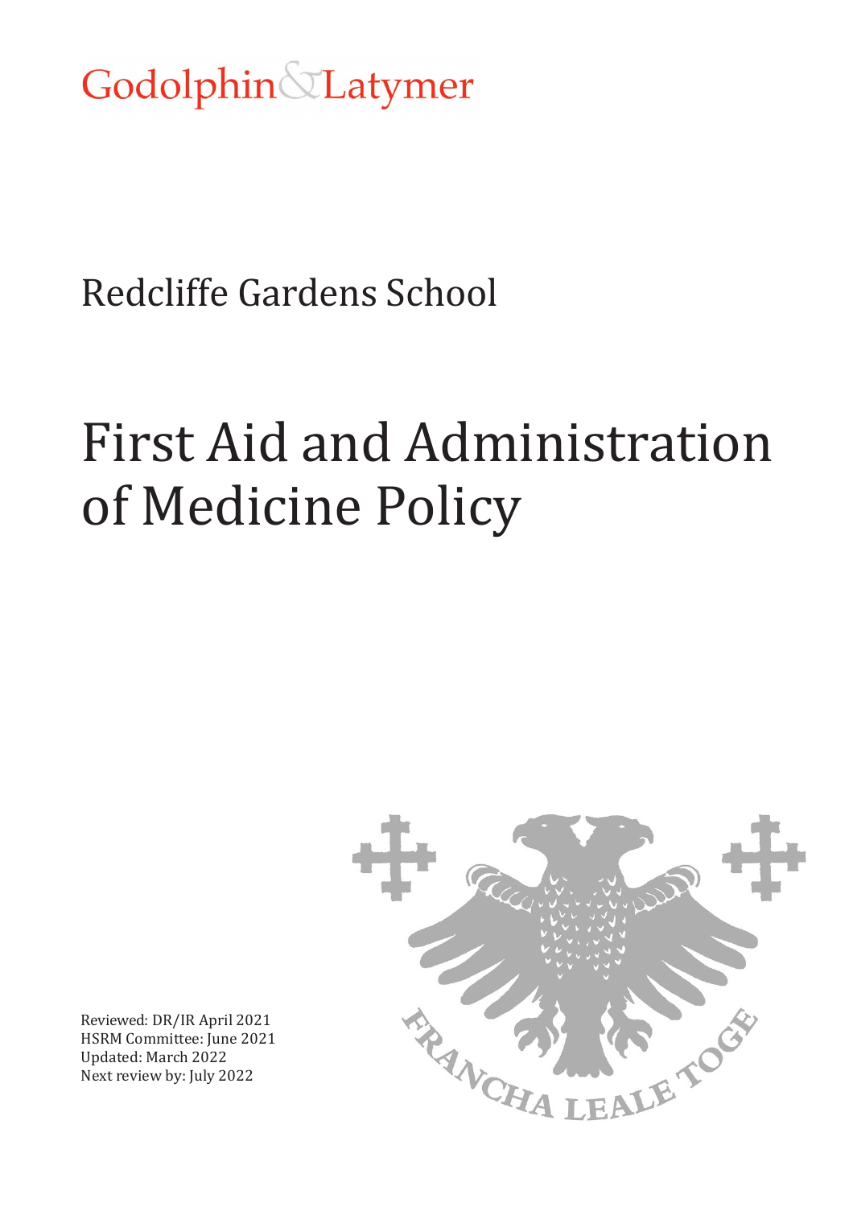Godolphin & Latymer

Redcliffe Gardens School

# First Aid and Administration of Medicine Policy

Reviewed: DR/IR April 2021
HSRM Committee: June 2021
Updated: March 2022
Next review by: July 2022

FRANCHA LEALE TOGE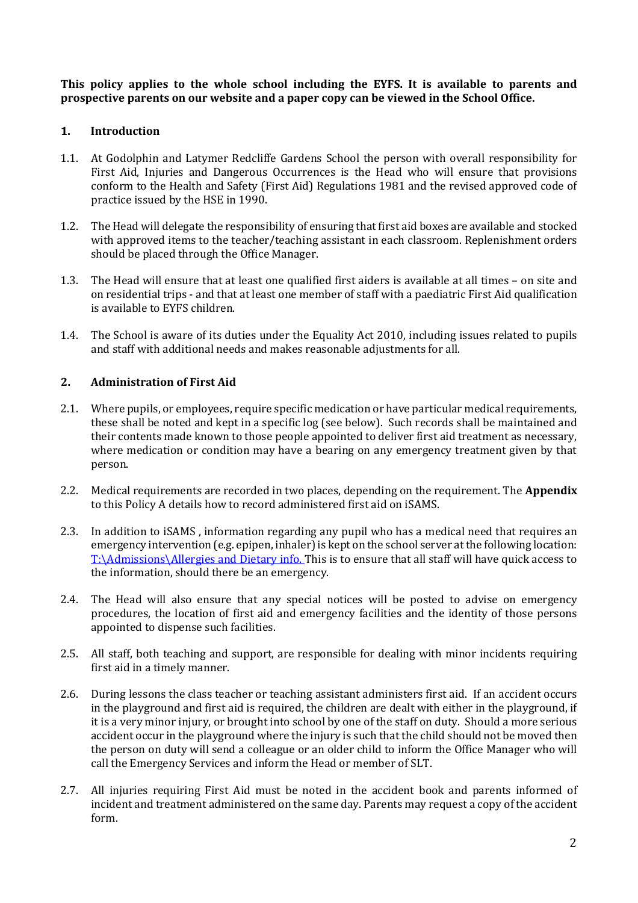**This policy applies to the whole school including the EYFS. It is available to parents and prospective parents on our website and a paper copy can be viewed in the School Office.**

## 1. Introduction

1.1. At Godolphin and Latymer Redcliffe Gardens School the person with overall responsibility for First Aid, Injuries and Dangerous Occurrences is the Head who will ensure that provisions conform to the Health and Safety (First Aid) Regulations 1981 and the revised approved code of practice issued by the HSE in 1990.

1.2. The Head will delegate the responsibility of ensuring that first aid boxes are available and stocked with approved items to the teacher/teaching assistant in each classroom. Replenishment orders should be placed through the Office Manager.

1.3. The Head will ensure that at least one qualified first aiders is available at all times – on site and on residential trips - and that at least one member of staff with a paediatric First Aid qualification is available to EYFS children.

1.4. The School is aware of its duties under the Equality Act 2010, including issues related to pupils and staff with additional needs and makes reasonable adjustments for all.

## 2. Administration of First Aid

2.1. Where pupils, or employees, require specific medication or have particular medical requirements, these shall be noted and kept in a specific log (see below). Such records shall be maintained and their contents made known to those people appointed to deliver first aid treatment as necessary, where medication or condition may have a bearing on any emergency treatment given by that person.

2.2. Medical requirements are recorded in two places, depending on the requirement. The **Appendix** to this Policy A details how to record administered first aid on iSAMS.

2.3. In addition to iSAMS , information regarding any pupil who has a medical need that requires an emergency intervention (e.g. epipen, inhaler) is kept on the school server at the following location: T:\Admissions\Allergies and Dietary info. This is to ensure that all staff will have quick access to the information, should there be an emergency.

2.4. The Head will also ensure that any special notices will be posted to advise on emergency procedures, the location of first aid and emergency facilities and the identity of those persons appointed to dispense such facilities.

2.5. All staff, both teaching and support, are responsible for dealing with minor incidents requiring first aid in a timely manner.

2.6. During lessons the class teacher or teaching assistant administers first aid. If an accident occurs in the playground and first aid is required, the children are dealt with either in the playground, if it is a very minor injury, or brought into school by one of the staff on duty. Should a more serious accident occur in the playground where the injury is such that the child should not be moved then the person on duty will send a colleague or an older child to inform the Office Manager who will call the Emergency Services and inform the Head or member of SLT.

2.7. All injuries requiring First Aid must be noted in the accident book and parents informed of incident and treatment administered on the same day. Parents may request a copy of the accident form.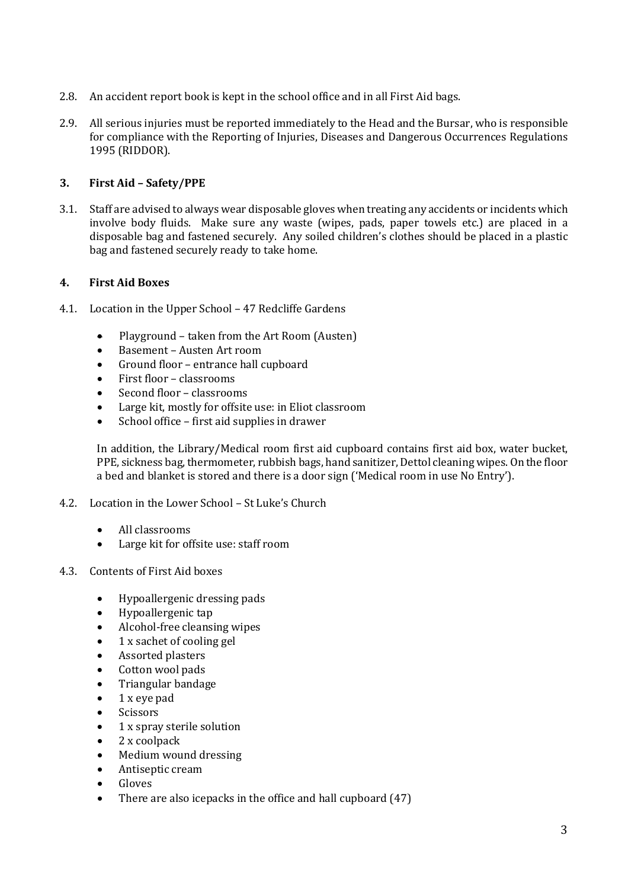2.8. An accident report book is kept in the school office and in all First Aid bags.

2.9. All serious injuries must be reported immediately to the Head and the Bursar, who is responsible for compliance with the Reporting of Injuries, Diseases and Dangerous Occurrences Regulations 1995 (RIDDOR).

## 3. First Aid – Safety/PPE

3.1. Staff are advised to always wear disposable gloves when treating any accidents or incidents which involve body fluids. Make sure any waste (wipes, pads, paper towels etc.) are placed in a disposable bag and fastened securely. Any soiled children's clothes should be placed in a plastic bag and fastened securely ready to take home.

## 4. First Aid Boxes

4.1. Location in the Upper School – 47 Redcliffe Gardens

- Playground – taken from the Art Room (Austen)
- Basement – Austen Art room
- Ground floor – entrance hall cupboard
- First floor – classrooms
- Second floor – classrooms
- Large kit, mostly for offsite use: in Eliot classroom
- School office – first aid supplies in drawer

In addition, the Library/Medical room first aid cupboard contains first aid box, water bucket, PPE, sickness bag, thermometer, rubbish bags, hand sanitizer, Dettol cleaning wipes. On the floor a bed and blanket is stored and there is a door sign ('Medical room in use No Entry').

4.2. Location in the Lower School – St Luke's Church

- All classrooms
- Large kit for offsite use: staff room

4.3. Contents of First Aid boxes

- Hypoallergenic dressing pads
- Hypoallergenic tap
- Alcohol-free cleansing wipes
- 1 x sachet of cooling gel
- Assorted plasters
- Cotton wool pads
- Triangular bandage
- 1 x eye pad
- Scissors
- 1 x spray sterile solution
- 2 x coolpack
- Medium wound dressing
- Antiseptic cream
- Gloves
- There are also icepacks in the office and hall cupboard (47)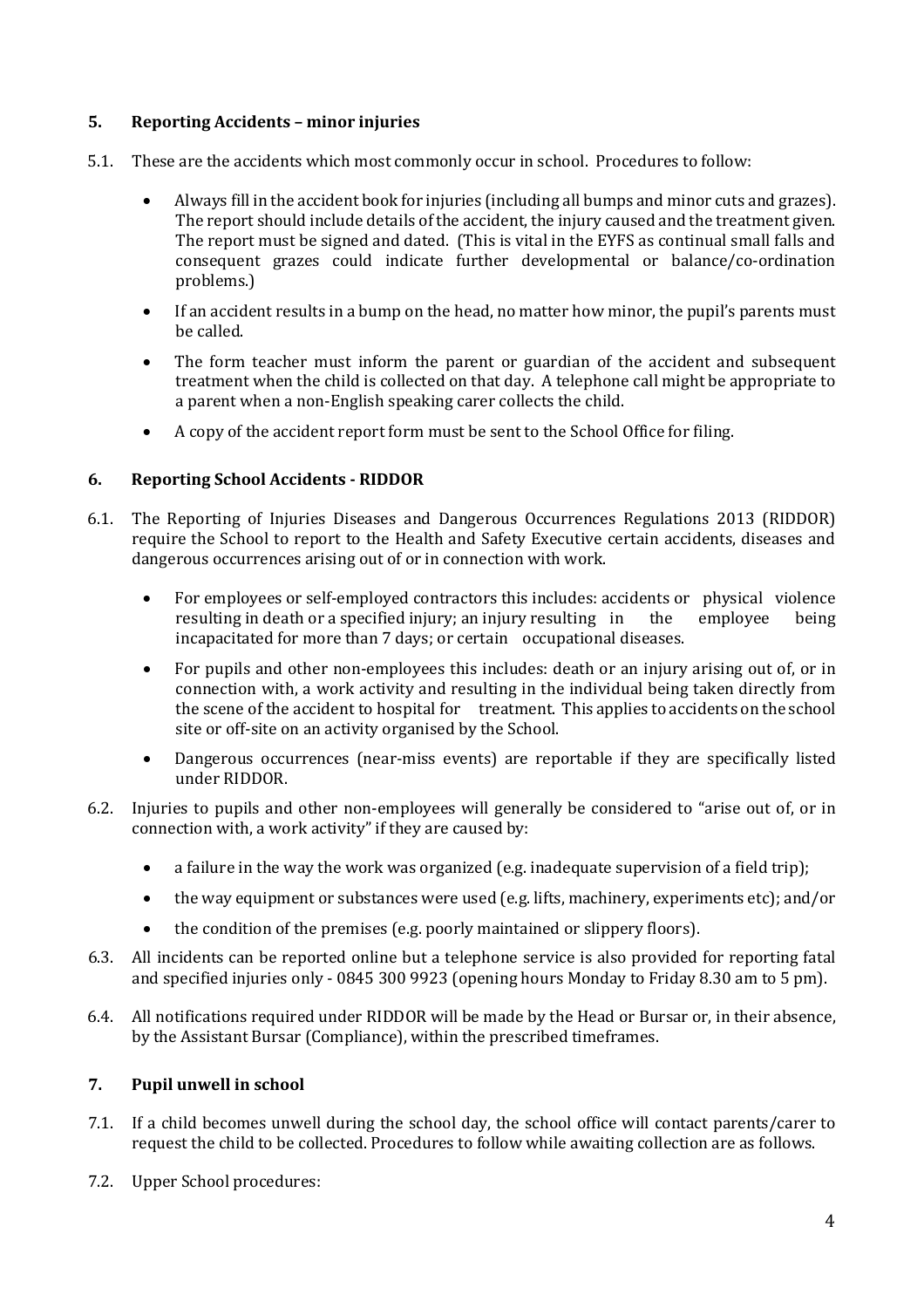## 5. Reporting Accidents – minor injuries

5.1. These are the accidents which most commonly occur in school. Procedures to follow:

- Always fill in the accident book for injuries (including all bumps and minor cuts and grazes). The report should include details of the accident, the injury caused and the treatment given. The report must be signed and dated. (This is vital in the EYFS as continual small falls and consequent grazes could indicate further developmental or balance/co-ordination problems.)
- If an accident results in a bump on the head, no matter how minor, the pupil's parents must be called.
- The form teacher must inform the parent or guardian of the accident and subsequent treatment when the child is collected on that day. A telephone call might be appropriate to a parent when a non-English speaking carer collects the child.
- A copy of the accident report form must be sent to the School Office for filing.

## 6. Reporting School Accidents - RIDDOR

6.1. The Reporting of Injuries Diseases and Dangerous Occurrences Regulations 2013 (RIDDOR) require the School to report to the Health and Safety Executive certain accidents, diseases and dangerous occurrences arising out of or in connection with work.

- For employees or self-employed contractors this includes: accidents or physical violence resulting in death or a specified injury; an injury resulting in the employee being incapacitated for more than 7 days; or certain occupational diseases.
- For pupils and other non-employees this includes: death or an injury arising out of, or in connection with, a work activity and resulting in the individual being taken directly from the scene of the accident to hospital for treatment. This applies to accidents on the school site or off-site on an activity organised by the School.
- Dangerous occurrences (near-miss events) are reportable if they are specifically listed under RIDDOR.

6.2. Injuries to pupils and other non-employees will generally be considered to "arise out of, or in connection with, a work activity" if they are caused by:

- a failure in the way the work was organized (e.g. inadequate supervision of a field trip);
- the way equipment or substances were used (e.g. lifts, machinery, experiments etc); and/or
- the condition of the premises (e.g. poorly maintained or slippery floors).

6.3. All incidents can be reported online but a telephone service is also provided for reporting fatal and specified injuries only - 0845 300 9923 (opening hours Monday to Friday 8.30 am to 5 pm).

6.4. All notifications required under RIDDOR will be made by the Head or Bursar or, in their absence, by the Assistant Bursar (Compliance), within the prescribed timeframes.

## 7. Pupil unwell in school

7.1. If a child becomes unwell during the school day, the school office will contact parents/carer to request the child to be collected. Procedures to follow while awaiting collection are as follows.

7.2. Upper School procedures: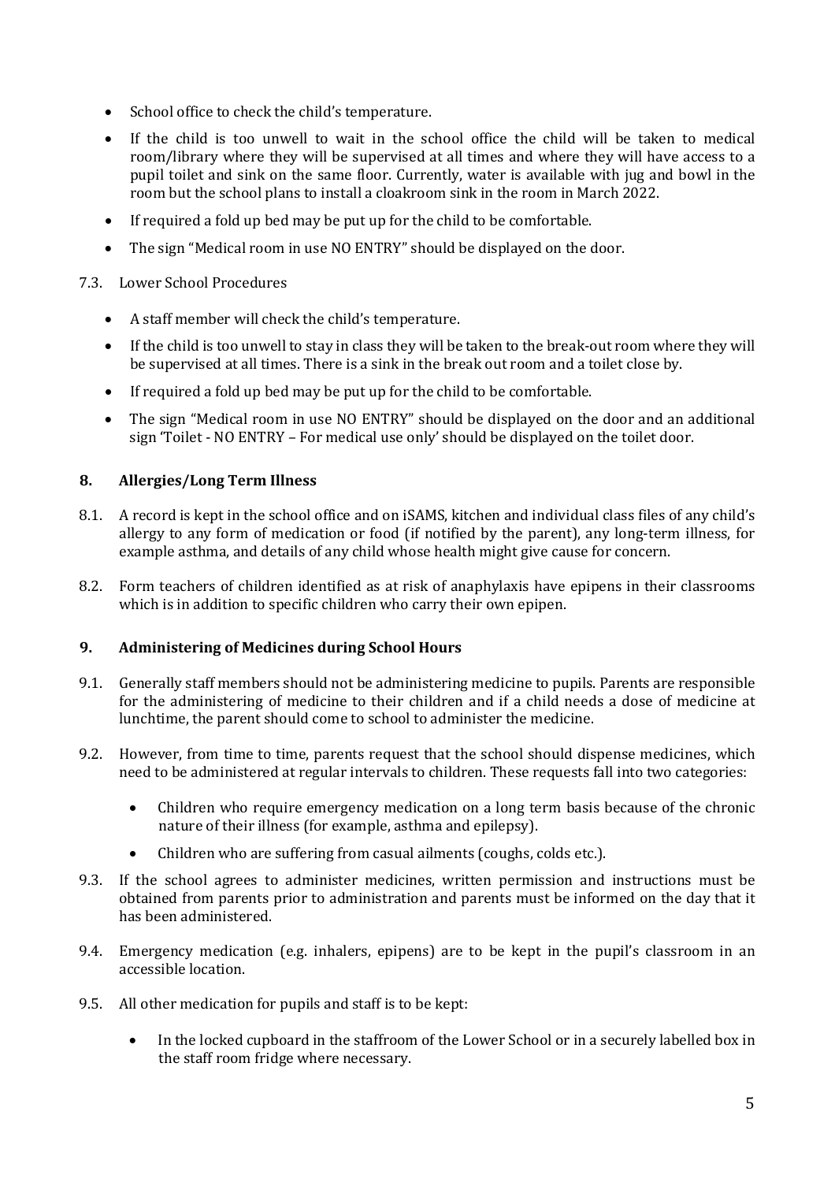- School office to check the child's temperature.
- If the child is too unwell to wait in the school office the child will be taken to medical room/library where they will be supervised at all times and where they will have access to a pupil toilet and sink on the same floor. Currently, water is available with jug and bowl in the room but the school plans to install a cloakroom sink in the room in March 2022.
- If required a fold up bed may be put up for the child to be comfortable.
- The sign "Medical room in use NO ENTRY" should be displayed on the door.

7.3. Lower School Procedures

- A staff member will check the child's temperature.
- If the child is too unwell to stay in class they will be taken to the break-out room where they will be supervised at all times. There is a sink in the break out room and a toilet close by.
- If required a fold up bed may be put up for the child to be comfortable.
- The sign "Medical room in use NO ENTRY" should be displayed on the door and an additional sign 'Toilet - NO ENTRY – For medical use only' should be displayed on the toilet door.

## 8. Allergies/Long Term Illness

8.1. A record is kept in the school office and on iSAMS, kitchen and individual class files of any child's allergy to any form of medication or food (if notified by the parent), any long-term illness, for example asthma, and details of any child whose health might give cause for concern.

8.2. Form teachers of children identified as at risk of anaphylaxis have epipens in their classrooms which is in addition to specific children who carry their own epipen.

## 9. Administering of Medicines during School Hours

9.1. Generally staff members should not be administering medicine to pupils. Parents are responsible for the administering of medicine to their children and if a child needs a dose of medicine at lunchtime, the parent should come to school to administer the medicine.

9.2. However, from time to time, parents request that the school should dispense medicines, which need to be administered at regular intervals to children. These requests fall into two categories:

- Children who require emergency medication on a long term basis because of the chronic nature of their illness (for example, asthma and epilepsy).
- Children who are suffering from casual ailments (coughs, colds etc.).

9.3. If the school agrees to administer medicines, written permission and instructions must be obtained from parents prior to administration and parents must be informed on the day that it has been administered.

9.4. Emergency medication (e.g. inhalers, epipens) are to be kept in the pupil's classroom in an accessible location.

9.5. All other medication for pupils and staff is to be kept:

- In the locked cupboard in the staffroom of the Lower School or in a securely labelled box in the staff room fridge where necessary.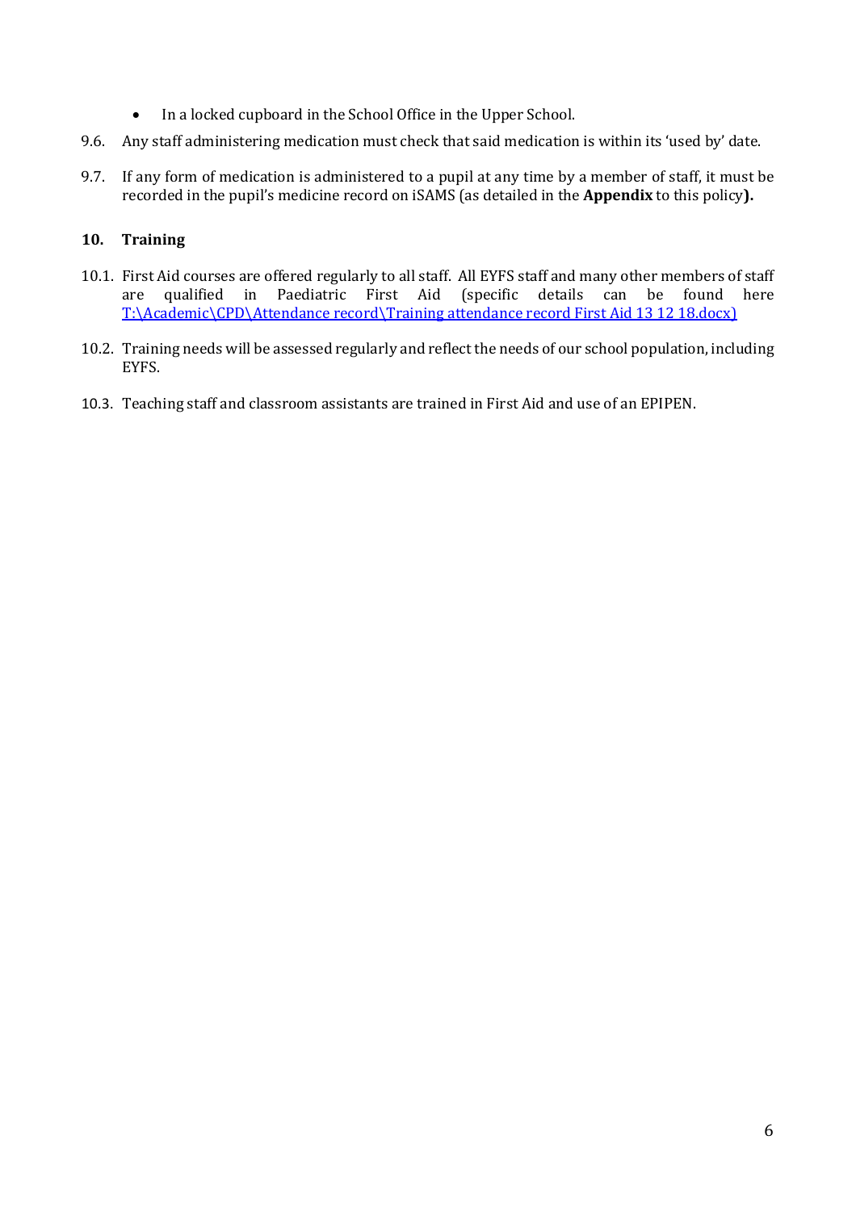- In a locked cupboard in the School Office in the Upper School.

9.6. Any staff administering medication must check that said medication is within its 'used by' date.

9.7. If any form of medication is administered to a pupil at any time by a member of staff, it must be recorded in the pupil's medicine record on iSAMS (as detailed in the **Appendix** to this policy**).**

## 10. Training

10.1. First Aid courses are offered regularly to all staff. All EYFS staff and many other members of staff are qualified in Paediatric First Aid (specific details can be found here T:\Academic\CPD\Attendance record\Training attendance record First Aid 13 12 18.docx)

10.2. Training needs will be assessed regularly and reflect the needs of our school population, including EYFS.

10.3. Teaching staff and classroom assistants are trained in First Aid and use of an EPIPEN.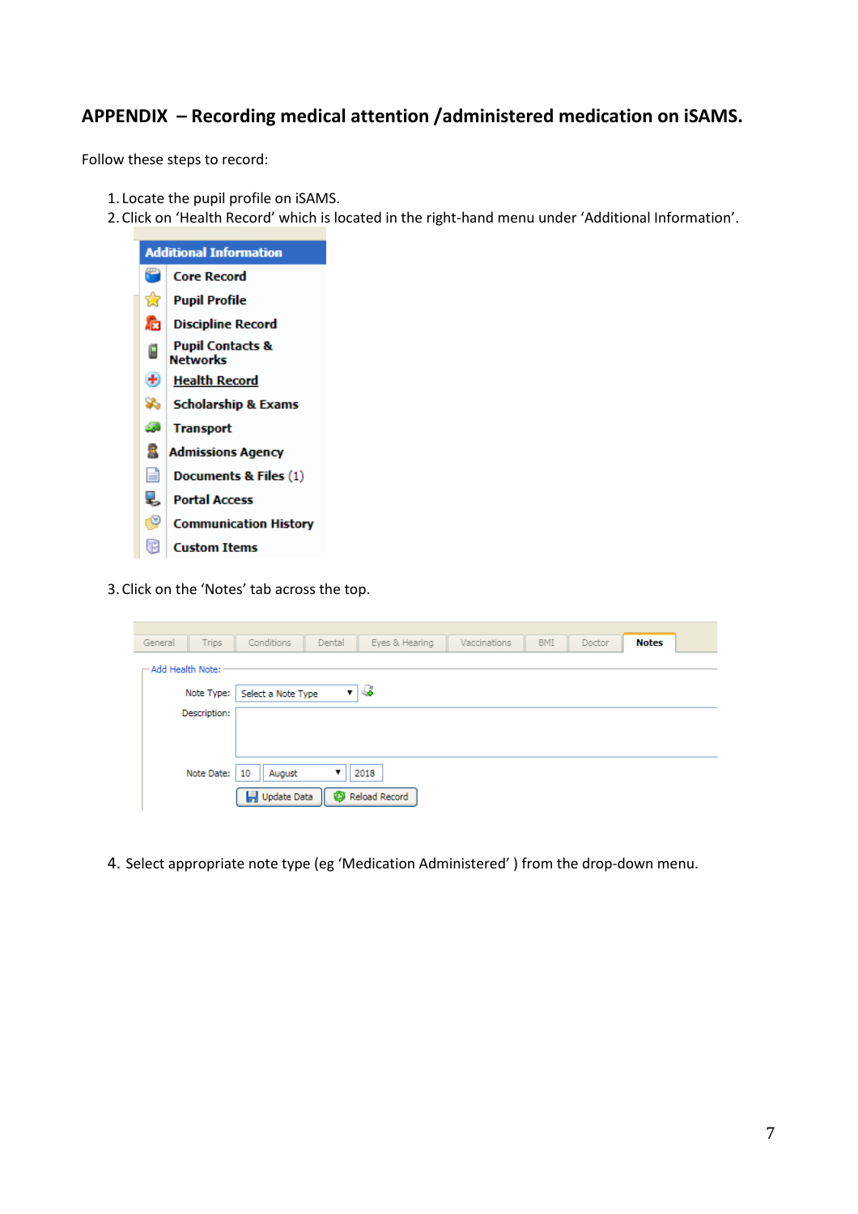## APPENDIX – Recording medical attention /administered medication on iSAMS.

Follow these steps to record:

1. Locate the pupil profile on iSAMS.
2. Click on 'Health Record' which is located in the right-hand menu under 'Additional Information'.

Additional Information
- Core Record
- Pupil Profile
- Discipline Record
- Pupil Contacts & Networks
- Health Record
- Scholarship & Exams
- Transport
- Admissions Agency
- Documents & Files (1)
- Portal Access
- Communication History
- Custom Items

3. Click on the 'Notes' tab across the top.

General | Trips | Conditions | Dental | Eyes & Hearing | Vaccinations | BMI | Doctor | **Notes**

Add Health Note:

Note Type: Select a Note Type

Description:

Note Date: 10 August 2018

Update Data | Reload Record

4. Select appropriate note type (eg 'Medication Administered' ) from the drop-down menu.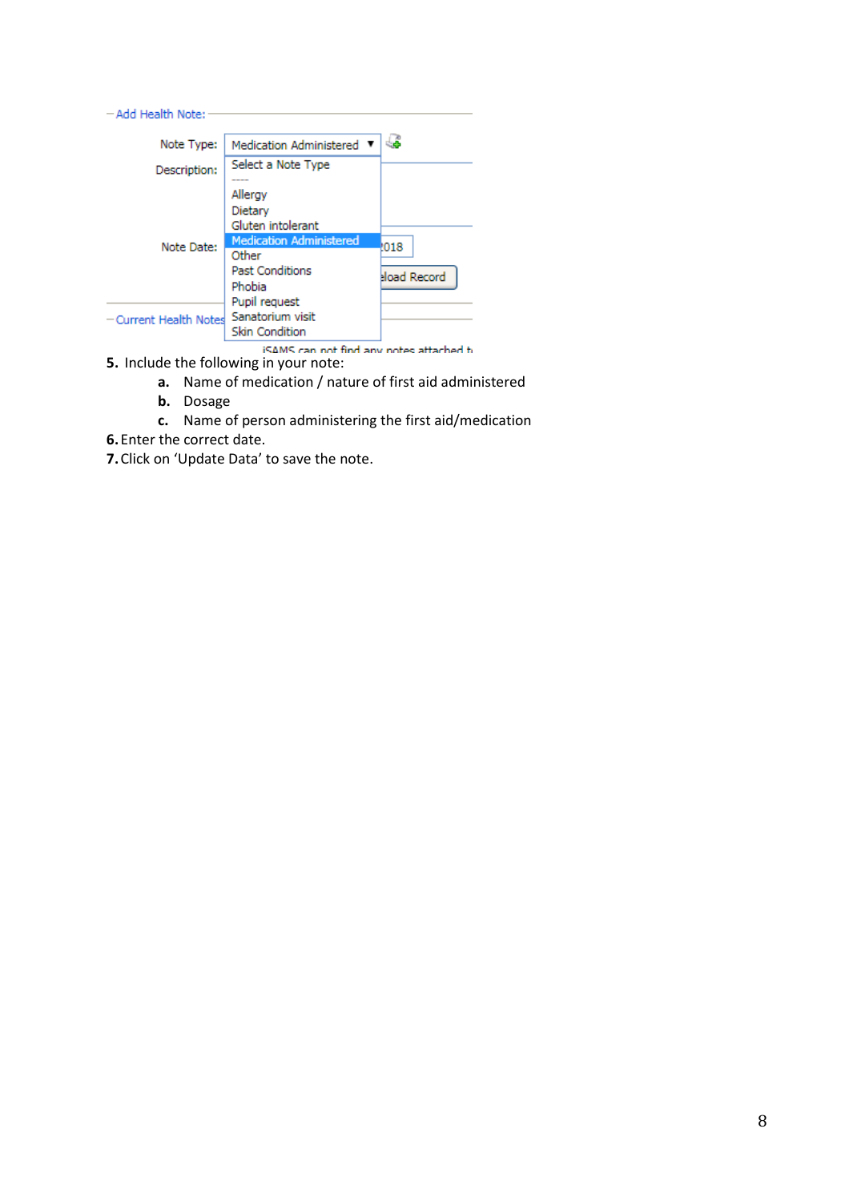Add Health Note:

Note Type: Medication Administered

Description:

Select a Note Type
----
Allergy
Dietary
Gluten intolerant
Medication Administered
Other
Past Conditions
Phobia
Pupil request
Sanatorium visit
Skin Condition

Note Date: 2018

Reload Record

Current Health Notes

iSAMS can not find any notes attached t

5. Include the following in your note:
   - **a.** Name of medication / nature of first aid administered
   - **b.** Dosage
   - **c.** Name of person administering the first aid/medication
6. Enter the correct date.
7. Click on 'Update Data' to save the note.